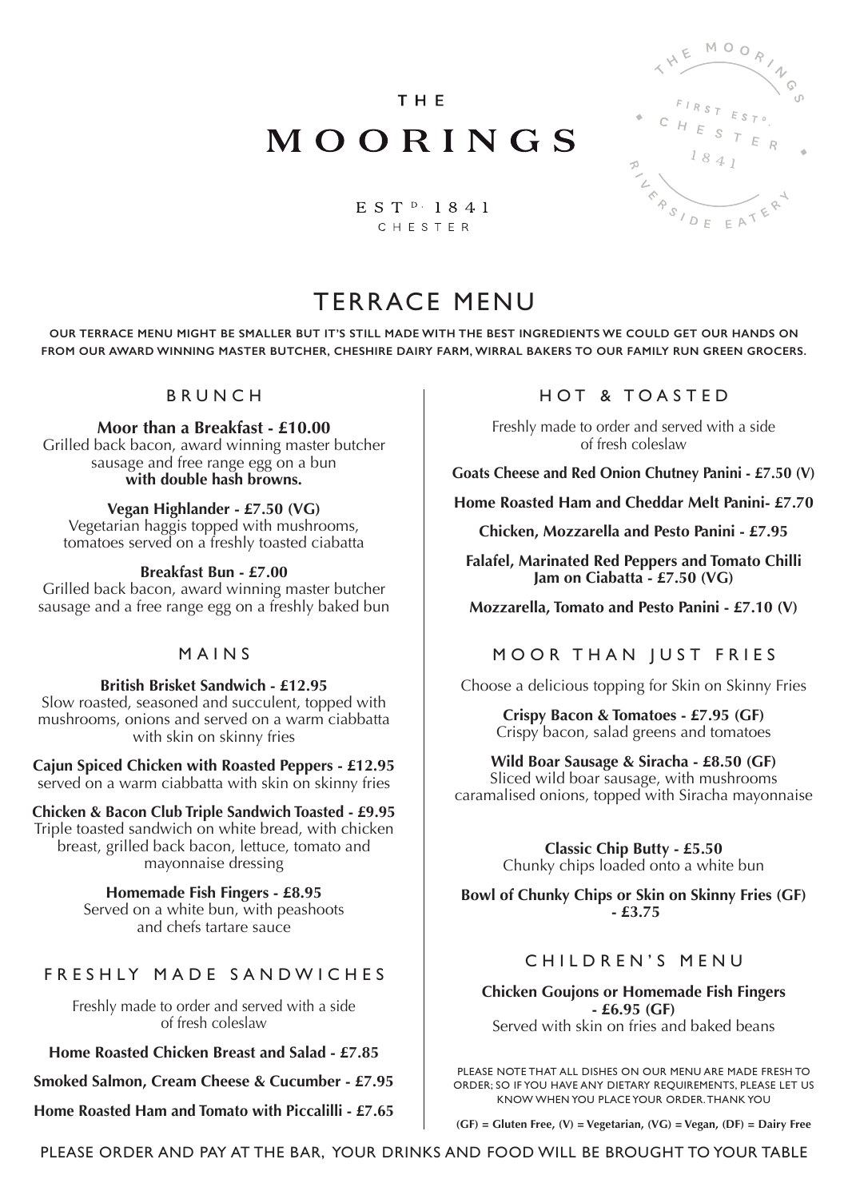THE

# MOORINGS

EST^D. 1841
CHESTER

THE MOORINGS · FIRST EST^D. CHESTER 1841 · RIVERSIDE EATERY

## TERRACE MENU

OUR TERRACE MENU MIGHT BE SMALLER BUT IT'S STILL MADE WITH THE BEST INGREDIENTS WE COULD GET OUR HANDS ON FROM OUR AWARD WINNING MASTER BUTCHER, CHESHIRE DAIRY FARM, WIRRAL BAKERS TO OUR FAMILY RUN GREEN GROCERS.

### BRUNCH

**Moor than a Breakfast - £10.00**
Grilled back bacon, award winning master butcher sausage and free range egg on a bun **with double hash browns.**

**Vegan Highlander - £7.50 (VG)**
Vegetarian haggis topped with mushrooms, tomatoes served on a freshly toasted ciabatta

**Breakfast Bun - £7.00**
Grilled back bacon, award winning master butcher sausage and a free range egg on a freshly baked bun

### MAINS

**British Brisket Sandwich - £12.95**
Slow roasted, seasoned and succulent, topped with mushrooms, onions and served on a warm ciabbatta with skin on skinny fries

**Cajun Spiced Chicken with Roasted Peppers - £12.95**
served on a warm ciabbatta with skin on skinny fries

**Chicken & Bacon Club Triple Sandwich Toasted - £9.95**
Triple toasted sandwich on white bread, with chicken breast, grilled back bacon, lettuce, tomato and mayonnaise dressing

**Homemade Fish Fingers - £8.95**
Served on a white bun, with peashoots and chefs tartare sauce

### FRESHLY MADE SANDWICHES

Freshly made to order and served with a side of fresh coleslaw

**Home Roasted Chicken Breast and Salad - £7.85**

**Smoked Salmon, Cream Cheese & Cucumber - £7.95**

**Home Roasted Ham and Tomato with Piccalilli - £7.65**

### HOT & TOASTED

Freshly made to order and served with a side of fresh coleslaw

**Goats Cheese and Red Onion Chutney Panini - £7.50 (V)**

**Home Roasted Ham and Cheddar Melt Panini- £7.70**

**Chicken, Mozzarella and Pesto Panini - £7.95**

**Falafel, Marinated Red Peppers and Tomato Chilli Jam on Ciabatta - £7.50 (VG)**

**Mozzarella, Tomato and Pesto Panini - £7.10 (V)**

### MOOR THAN JUST FRIES

Choose a delicious topping for Skin on Skinny Fries

**Crispy Bacon & Tomatoes - £7.95 (GF)**
Crispy bacon, salad greens and tomatoes

**Wild Boar Sausage & Siracha - £8.50 (GF)**
Sliced wild boar sausage, with mushrooms caramalised onions, topped with Siracha mayonnaise

**Classic Chip Butty - £5.50**
Chunky chips loaded onto a white bun

**Bowl of Chunky Chips or Skin on Skinny Fries (GF) - £3.75**

### CHILDREN'S MENU

**Chicken Goujons or Homemade Fish Fingers - £6.95 (GF)**
Served with skin on fries and baked beans

PLEASE NOTE THAT ALL DISHES ON OUR MENU ARE MADE FRESH TO ORDER; SO IF YOU HAVE ANY DIETARY REQUIREMENTS, PLEASE LET US KNOW WHEN YOU PLACE YOUR ORDER. THANK YOU

**(GF) = Gluten Free, (V) = Vegetarian, (VG) = Vegan, (DF) = Dairy Free**

PLEASE ORDER AND PAY AT THE BAR, YOUR DRINKS AND FOOD WILL BE BROUGHT TO YOUR TABLE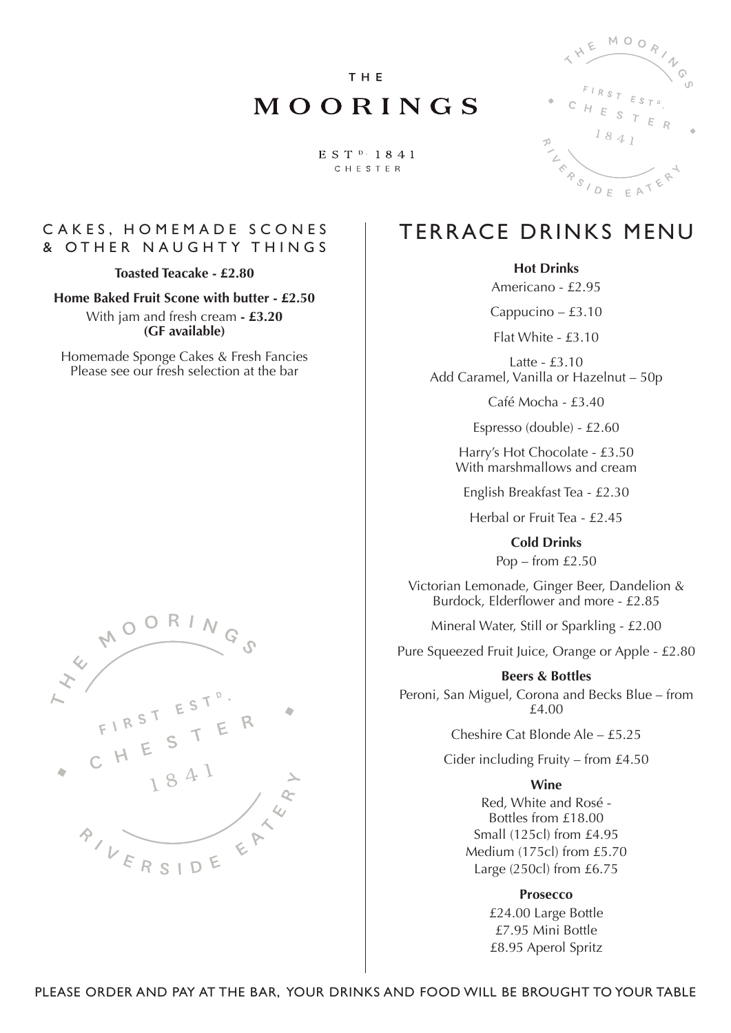# THE MOORINGS

EST<sup>D.</sup> 1841
CHESTER

## CAKES, HOMEMADE SCONES & OTHER NAUGHTY THINGS

**Toasted Teacake - £2.80**

**Home Baked Fruit Scone with butter - £2.50**
With jam and fresh cream **- £3.20**
**(GF available)**

Homemade Sponge Cakes & Fresh Fancies
Please see our fresh selection at the bar

THE MOORINGS
FIRST EST[D].
CHESTER
1841
RIVERSIDE EATERY

## TERRACE DRINKS MENU

**Hot Drinks**

Americano - £2.95

Cappucino – £3.10

Flat White - £3.10

Latte - £3.10
Add Caramel, Vanilla or Hazelnut – 50p

Café Mocha - £3.40

Espresso (double) - £2.60

Harry's Hot Chocolate - £3.50
With marshmallows and cream

English Breakfast Tea - £2.30

Herbal or Fruit Tea - £2.45

**Cold Drinks**

Pop – from £2.50

Victorian Lemonade, Ginger Beer, Dandelion & Burdock, Elderflower and more - £2.85

Mineral Water, Still or Sparkling - £2.00

Pure Squeezed Fruit Juice, Orange or Apple - £2.80

**Beers & Bottles**

Peroni, San Miguel, Corona and Becks Blue – from £4.00

Cheshire Cat Blonde Ale – £5.25

Cider including Fruity – from £4.50

**Wine**

Red, White and Rosé -
Bottles from £18.00
Small (125cl) from £4.95
Medium (175cl) from £5.70
Large (250cl) from £6.75

**Prosecco**

£24.00 Large Bottle
£7.95 Mini Bottle
£8.95 Aperol Spritz

PLEASE ORDER AND PAY AT THE BAR, YOUR DRINKS AND FOOD WILL BE BROUGHT TO YOUR TABLE